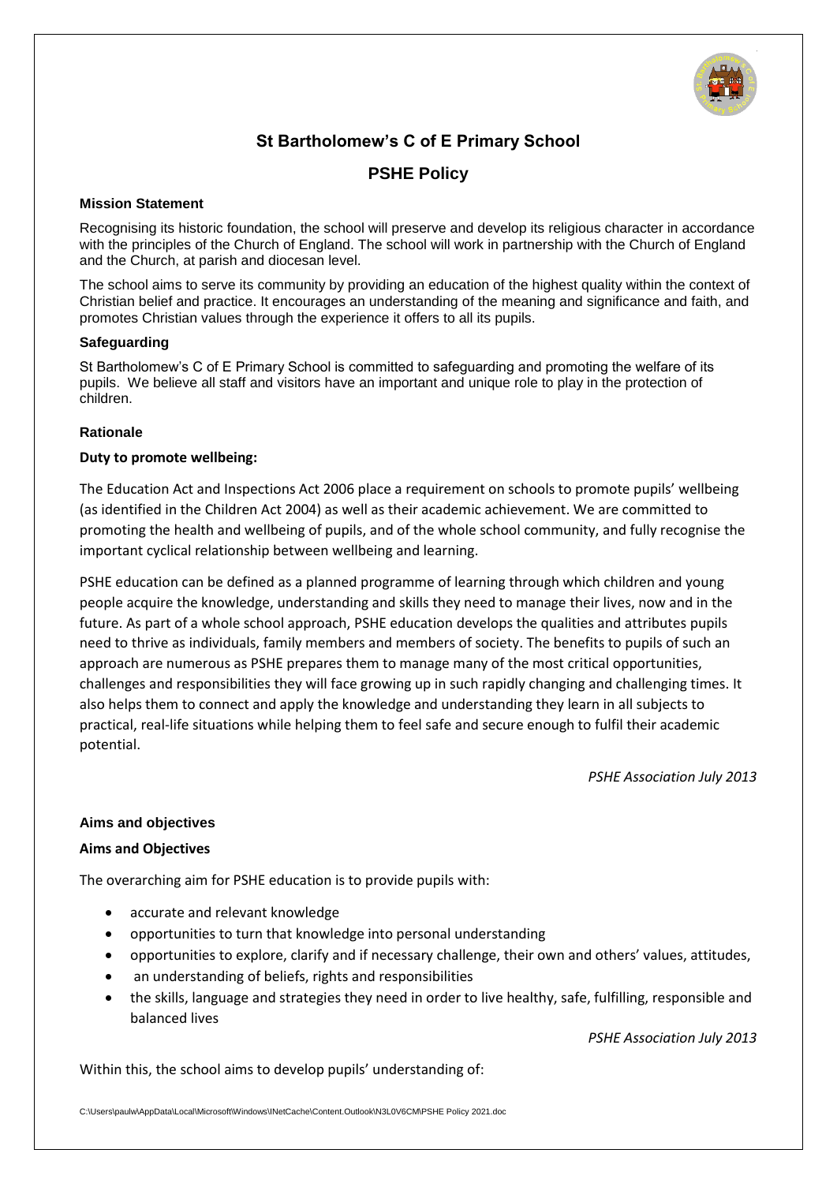# St Bartholomew's C of E Primary School

## PSHE Policy

**Mission Statement**

Recognising its historic foundation, the school will preserve and develop its religious character in accordance with the principles of the Church of England. The school will work in partnership with the Church of England and the Church, at parish and diocesan level.

The school aims to serve its community by providing an education of the highest quality within the context of Christian belief and practice. It encourages an understanding of the meaning and significance and faith, and promotes Christian values through the experience it offers to all its pupils.

**Safeguarding**

St Bartholomew's C of E Primary School is committed to safeguarding and promoting the welfare of its pupils. We believe all staff and visitors have an important and unique role to play in the protection of children.

**Rationale**

**Duty to promote wellbeing:**

The Education Act and Inspections Act 2006 place a requirement on schools to promote pupils' wellbeing (as identified in the Children Act 2004) as well as their academic achievement. We are committed to promoting the health and wellbeing of pupils, and of the whole school community, and fully recognise the important cyclical relationship between wellbeing and learning.

PSHE education can be defined as a planned programme of learning through which children and young people acquire the knowledge, understanding and skills they need to manage their lives, now and in the future. As part of a whole school approach, PSHE education develops the qualities and attributes pupils need to thrive as individuals, family members and members of society. The benefits to pupils of such an approach are numerous as PSHE prepares them to manage many of the most critical opportunities, challenges and responsibilities they will face growing up in such rapidly changing and challenging times. It also helps them to connect and apply the knowledge and understanding they learn in all subjects to practical, real-life situations while helping them to feel safe and secure enough to fulfil their academic potential.

*PSHE Association July 2013*

**Aims and objectives**

**Aims and Objectives**

The overarching aim for PSHE education is to provide pupils with:

- accurate and relevant knowledge
- opportunities to turn that knowledge into personal understanding
- opportunities to explore, clarify and if necessary challenge, their own and others' values, attitudes,
- an understanding of beliefs, rights and responsibilities
- the skills, language and strategies they need in order to live healthy, safe, fulfilling, responsible and balanced lives

*PSHE Association July 2013*

Within this, the school aims to develop pupils' understanding of: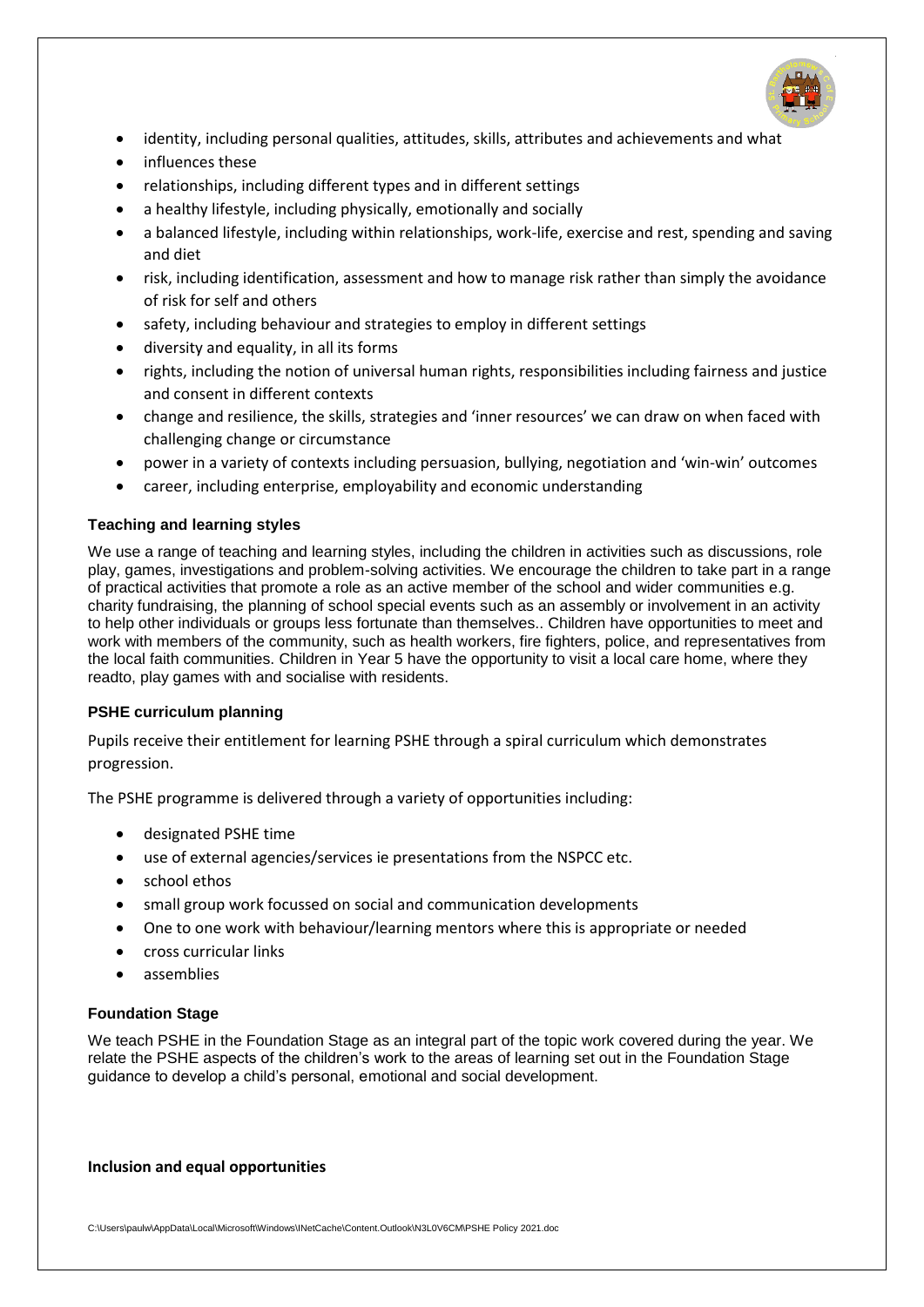- identity, including personal qualities, attitudes, skills, attributes and achievements and what
- influences these
- relationships, including different types and in different settings
- a healthy lifestyle, including physically, emotionally and socially
- a balanced lifestyle, including within relationships, work-life, exercise and rest, spending and saving and diet
- risk, including identification, assessment and how to manage risk rather than simply the avoidance of risk for self and others
- safety, including behaviour and strategies to employ in different settings
- diversity and equality, in all its forms
- rights, including the notion of universal human rights, responsibilities including fairness and justice and consent in different contexts
- change and resilience, the skills, strategies and 'inner resources' we can draw on when faced with challenging change or circumstance
- power in a variety of contexts including persuasion, bullying, negotiation and 'win-win' outcomes
- career, including enterprise, employability and economic understanding

### Teaching and learning styles

We use a range of teaching and learning styles, including the children in activities such as discussions, role play, games, investigations and problem-solving activities. We encourage the children to take part in a range of practical activities that promote a role as an active member of the school and wider communities e.g. charity fundraising, the planning of school special events such as an assembly or involvement in an activity to help other individuals or groups less fortunate than themselves.. Children have opportunities to meet and work with members of the community, such as health workers, fire fighters, police, and representatives from the local faith communities. Children in Year 5 have the opportunity to visit a local care home, where they readto, play games with and socialise with residents.

### PSHE curriculum planning

Pupils receive their entitlement for learning PSHE through a spiral curriculum which demonstrates progression.

The PSHE programme is delivered through a variety of opportunities including:

- designated PSHE time
- use of external agencies/services ie presentations from the NSPCC etc.
- school ethos
- small group work focussed on social and communication developments
- One to one work with behaviour/learning mentors where this is appropriate or needed
- cross curricular links
- assemblies

### Foundation Stage

We teach PSHE in the Foundation Stage as an integral part of the topic work covered during the year. We relate the PSHE aspects of the children's work to the areas of learning set out in the Foundation Stage guidance to develop a child's personal, emotional and social development.

### Inclusion and equal opportunities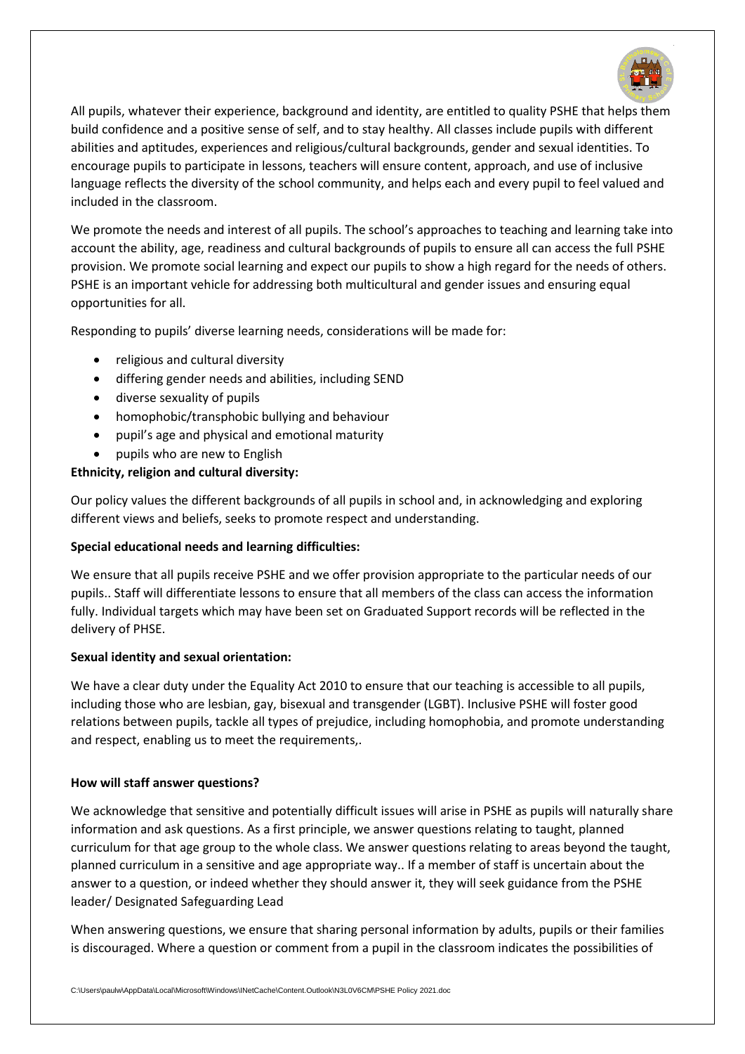All pupils, whatever their experience, background and identity, are entitled to quality PSHE that helps them build confidence and a positive sense of self, and to stay healthy. All classes include pupils with different abilities and aptitudes, experiences and religious/cultural backgrounds, gender and sexual identities. To encourage pupils to participate in lessons, teachers will ensure content, approach, and use of inclusive language reflects the diversity of the school community, and helps each and every pupil to feel valued and included in the classroom.

We promote the needs and interest of all pupils. The school's approaches to teaching and learning take into account the ability, age, readiness and cultural backgrounds of pupils to ensure all can access the full PSHE provision. We promote social learning and expect our pupils to show a high regard for the needs of others. PSHE is an important vehicle for addressing both multicultural and gender issues and ensuring equal opportunities for all.

Responding to pupils' diverse learning needs, considerations will be made for:

- religious and cultural diversity
- differing gender needs and abilities, including SEND
- diverse sexuality of pupils
- homophobic/transphobic bullying and behaviour
- pupil's age and physical and emotional maturity
- pupils who are new to English

**Ethnicity, religion and cultural diversity:**

Our policy values the different backgrounds of all pupils in school and, in acknowledging and exploring different views and beliefs, seeks to promote respect and understanding.

**Special educational needs and learning difficulties:**

We ensure that all pupils receive PSHE and we offer provision appropriate to the particular needs of our pupils.. Staff will differentiate lessons to ensure that all members of the class can access the information fully. Individual targets which may have been set on Graduated Support records will be reflected in the delivery of PHSE.

**Sexual identity and sexual orientation:**

We have a clear duty under the Equality Act 2010 to ensure that our teaching is accessible to all pupils, including those who are lesbian, gay, bisexual and transgender (LGBT). Inclusive PSHE will foster good relations between pupils, tackle all types of prejudice, including homophobia, and promote understanding and respect, enabling us to meet the requirements,.

**How will staff answer questions?**

We acknowledge that sensitive and potentially difficult issues will arise in PSHE as pupils will naturally share information and ask questions. As a first principle, we answer questions relating to taught, planned curriculum for that age group to the whole class. We answer questions relating to areas beyond the taught, planned curriculum in a sensitive and age appropriate way.. If a member of staff is uncertain about the answer to a question, or indeed whether they should answer it, they will seek guidance from the PSHE leader/ Designated Safeguarding Lead

When answering questions, we ensure that sharing personal information by adults, pupils or their families is discouraged. Where a question or comment from a pupil in the classroom indicates the possibilities of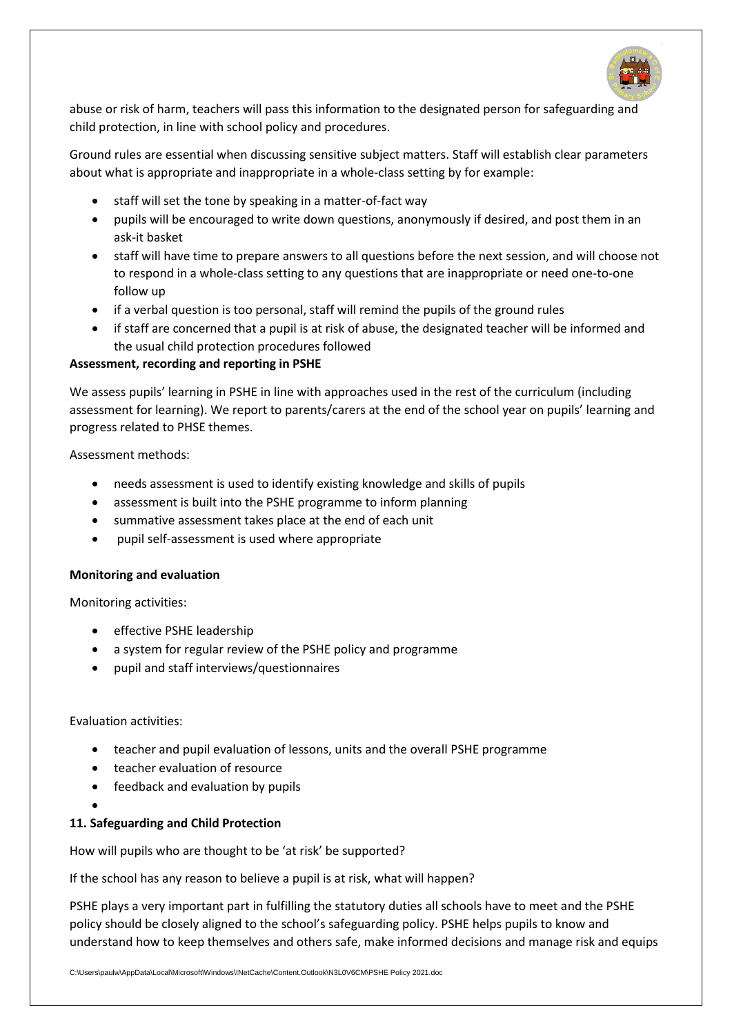abuse or risk of harm, teachers will pass this information to the designated person for safeguarding and child protection, in line with school policy and procedures.

Ground rules are essential when discussing sensitive subject matters. Staff will establish clear parameters about what is appropriate and inappropriate in a whole-class setting by for example:

- staff will set the tone by speaking in a matter-of-fact way
- pupils will be encouraged to write down questions, anonymously if desired, and post them in an ask-it basket
- staff will have time to prepare answers to all questions before the next session, and will choose not to respond in a whole-class setting to any questions that are inappropriate or need one-to-one follow up
- if a verbal question is too personal, staff will remind the pupils of the ground rules
- if staff are concerned that a pupil is at risk of abuse, the designated teacher will be informed and the usual child protection procedures followed

**Assessment, recording and reporting in PSHE**

We assess pupils' learning in PSHE in line with approaches used in the rest of the curriculum (including assessment for learning). We report to parents/carers at the end of the school year on pupils' learning and progress related to PHSE themes.

Assessment methods:

- needs assessment is used to identify existing knowledge and skills of pupils
- assessment is built into the PSHE programme to inform planning
- summative assessment takes place at the end of each unit
- pupil self-assessment is used where appropriate

**Monitoring and evaluation**

Monitoring activities:

- effective PSHE leadership
- a system for regular review of the PSHE policy and programme
- pupil and staff interviews/questionnaires

Evaluation activities:

- teacher and pupil evaluation of lessons, units and the overall PSHE programme
- teacher evaluation of resource
- feedback and evaluation by pupils

**11. Safeguarding and Child Protection**

How will pupils who are thought to be 'at risk' be supported?

If the school has any reason to believe a pupil is at risk, what will happen?

PSHE plays a very important part in fulfilling the statutory duties all schools have to meet and the PSHE policy should be closely aligned to the school's safeguarding policy. PSHE helps pupils to know and understand how to keep themselves and others safe, make informed decisions and manage risk and equips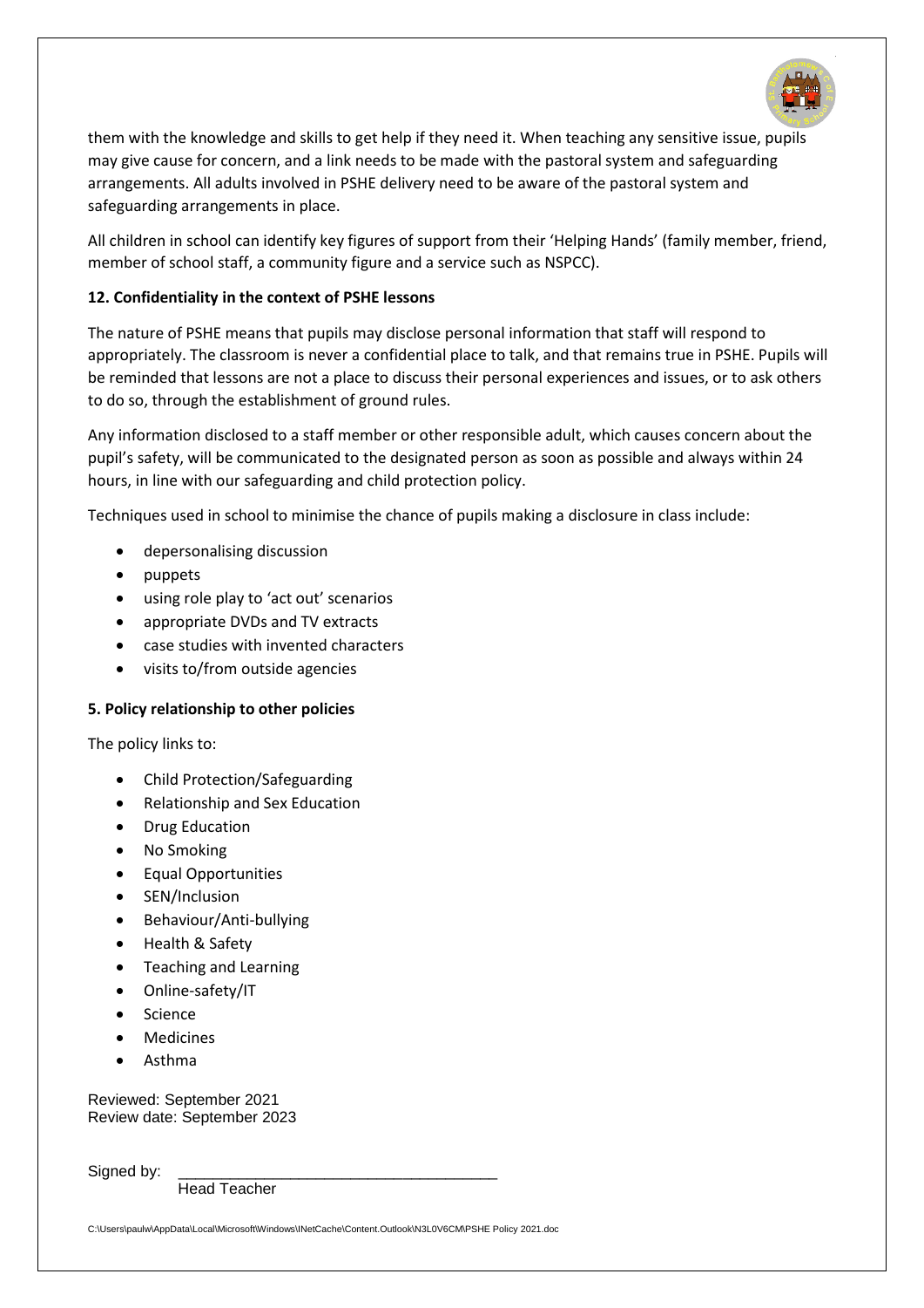them with the knowledge and skills to get help if they need it. When teaching any sensitive issue, pupils may give cause for concern, and a link needs to be made with the pastoral system and safeguarding arrangements. All adults involved in PSHE delivery need to be aware of the pastoral system and safeguarding arrangements in place.

All children in school can identify key figures of support from their 'Helping Hands' (family member, friend, member of school staff, a community figure and a service such as NSPCC).

**12. Confidentiality in the context of PSHE lessons**

The nature of PSHE means that pupils may disclose personal information that staff will respond to appropriately. The classroom is never a confidential place to talk, and that remains true in PSHE. Pupils will be reminded that lessons are not a place to discuss their personal experiences and issues, or to ask others to do so, through the establishment of ground rules.

Any information disclosed to a staff member or other responsible adult, which causes concern about the pupil's safety, will be communicated to the designated person as soon as possible and always within 24 hours, in line with our safeguarding and child protection policy.

Techniques used in school to minimise the chance of pupils making a disclosure in class include:

- depersonalising discussion
- puppets
- using role play to 'act out' scenarios
- appropriate DVDs and TV extracts
- case studies with invented characters
- visits to/from outside agencies

**5. Policy relationship to other policies**

The policy links to:

- Child Protection/Safeguarding
- Relationship and Sex Education
- Drug Education
- No Smoking
- Equal Opportunities
- SEN/Inclusion
- Behaviour/Anti-bullying
- Health & Safety
- Teaching and Learning
- Online-safety/IT
- Science
- Medicines
- Asthma

Reviewed: September 2021
Review date: September 2023

Signed by: ______________________________________
Head Teacher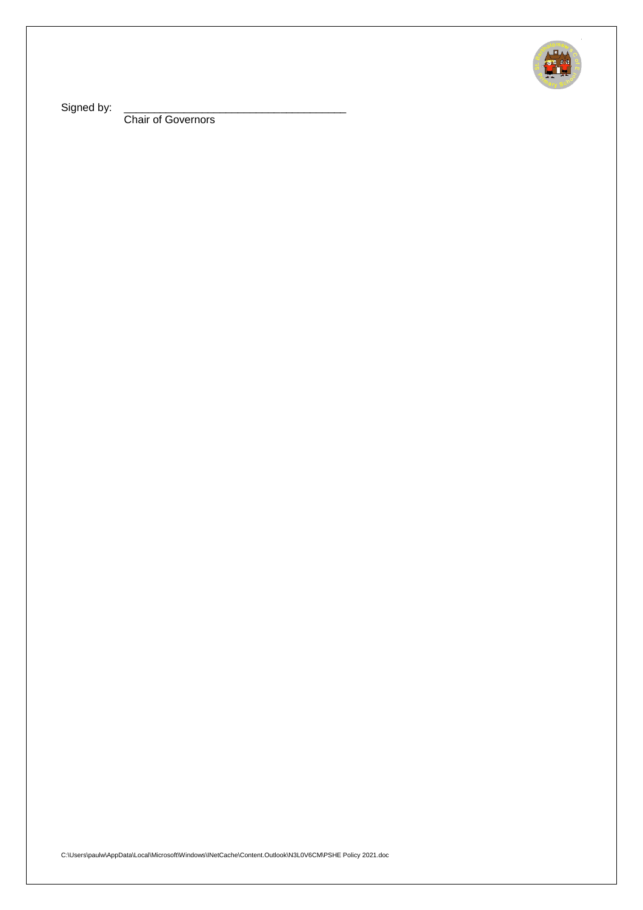Signed by: ______________________________________

Chair of Governors